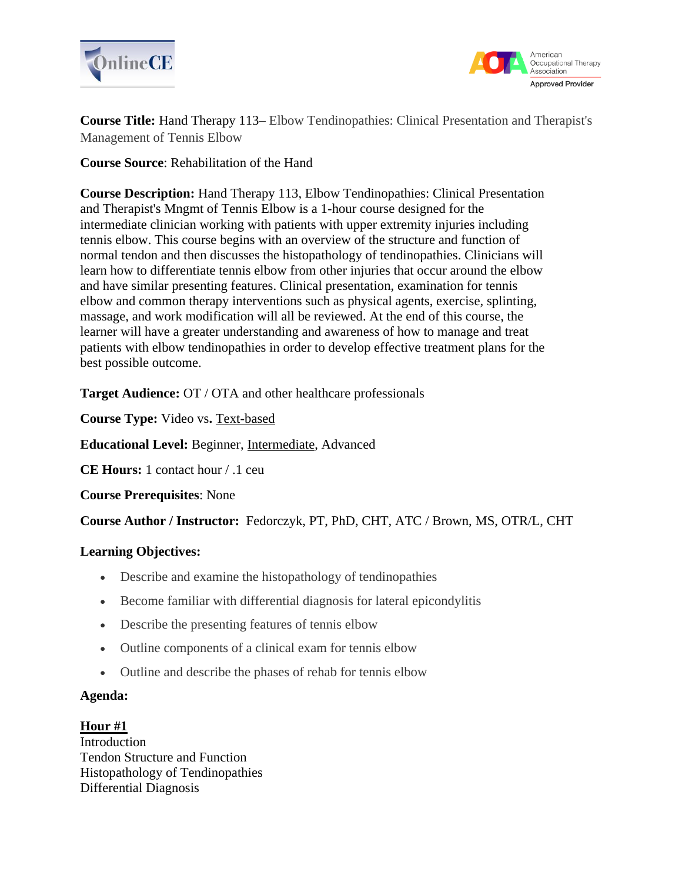**Course Title:** Hand Therapy 113– Elbow Tendinopathies: Clinical Presentation and Therapist's Management of Tennis Elbow

**Course Source**: Rehabilitation of the Hand

**Course Description:** Hand Therapy 113, Elbow Tendinopathies: Clinical Presentation and Therapist's Mngmt of Tennis Elbow is a 1-hour course designed for the intermediate clinician working with patients with upper extremity injuries including tennis elbow. This course begins with an overview of the structure and function of normal tendon and then discusses the histopathology of tendinopathies. Clinicians will learn how to differentiate tennis elbow from other injuries that occur around the elbow and have similar presenting features. Clinical presentation, examination for tennis elbow and common therapy interventions such as physical agents, exercise, splinting, massage, and work modification will all be reviewed. At the end of this course, the learner will have a greater understanding and awareness of how to manage and treat patients with elbow tendinopathies in order to develop effective treatment plans for the best possible outcome.

**Target Audience:** OT / OTA and other healthcare professionals

**Course Type:** Video vs**.** Text-based

**Educational Level:** Beginner, Intermediate, Advanced

**CE Hours:** 1 contact hour / .1 ceu

**Course Prerequisites**: None

**Course Author / Instructor:** Fedorczyk, PT, PhD, CHT, ATC / Brown, MS, OTR/L, CHT

**Learning Objectives:**

- Describe and examine the histopathology of tendinopathies
- Become familiar with differential diagnosis for lateral epicondylitis
- Describe the presenting features of tennis elbow
- Outline components of a clinical exam for tennis elbow
- Outline and describe the phases of rehab for tennis elbow

**Agenda:**

**Hour #1**
Introduction
Tendon Structure and Function
Histopathology of Tendinopathies
Differential Diagnosis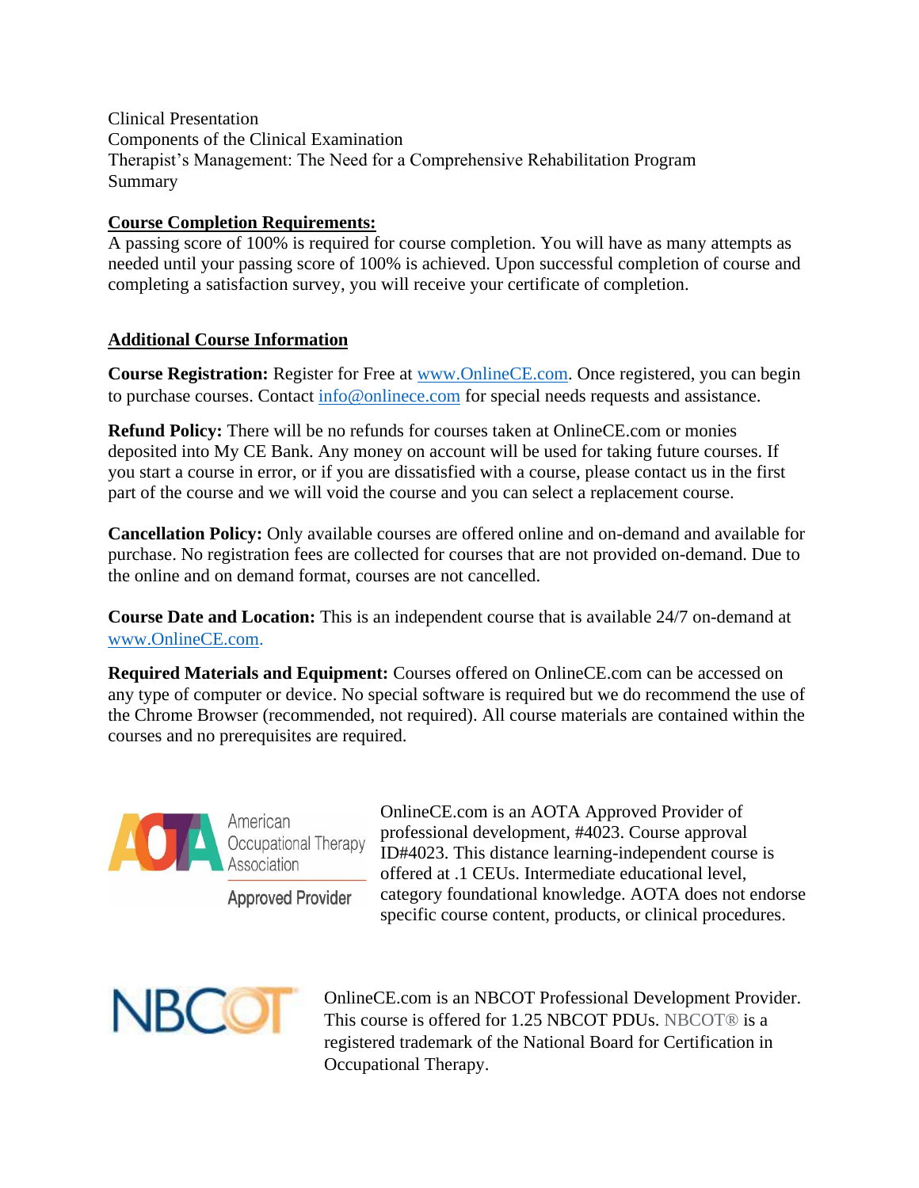Clinical Presentation
Components of the Clinical Examination
Therapist's Management: The Need for a Comprehensive Rehabilitation Program
Summary

**Course Completion Requirements:**
A passing score of 100% is required for course completion. You will have as many attempts as needed until your passing score of 100% is achieved. Upon successful completion of course and completing a satisfaction survey, you will receive your certificate of completion.

**Additional Course Information**

**Course Registration:** Register for Free at www.OnlineCE.com. Once registered, you can begin to purchase courses. Contact info@onlinece.com for special needs requests and assistance.

**Refund Policy:** There will be no refunds for courses taken at OnlineCE.com or monies deposited into My CE Bank. Any money on account will be used for taking future courses. If you start a course in error, or if you are dissatisfied with a course, please contact us in the first part of the course and we will void the course and you can select a replacement course.

**Cancellation Policy:** Only available courses are offered online and on-demand and available for purchase. No registration fees are collected for courses that are not provided on-demand. Due to the online and on demand format, courses are not cancelled.

**Course Date and Location:** This is an independent course that is available 24/7 on-demand at www.OnlineCE.com.

**Required Materials and Equipment:** Courses offered on OnlineCE.com can be accessed on any type of computer or device. No special software is required but we do recommend the use of the Chrome Browser (recommended, not required). All course materials are contained within the courses and no prerequisites are required.

AOTA American Occupational Therapy Association Approved Provider

OnlineCE.com is an AOTA Approved Provider of professional development, #4023. Course approval ID#4023. This distance learning-independent course is offered at .1 CEUs. Intermediate educational level, category foundational knowledge. AOTA does not endorse specific course content, products, or clinical procedures.

NBCOT

OnlineCE.com is an NBCOT Professional Development Provider. This course is offered for 1.25 NBCOT PDUs. NBCOT® is a registered trademark of the National Board for Certification in Occupational Therapy.